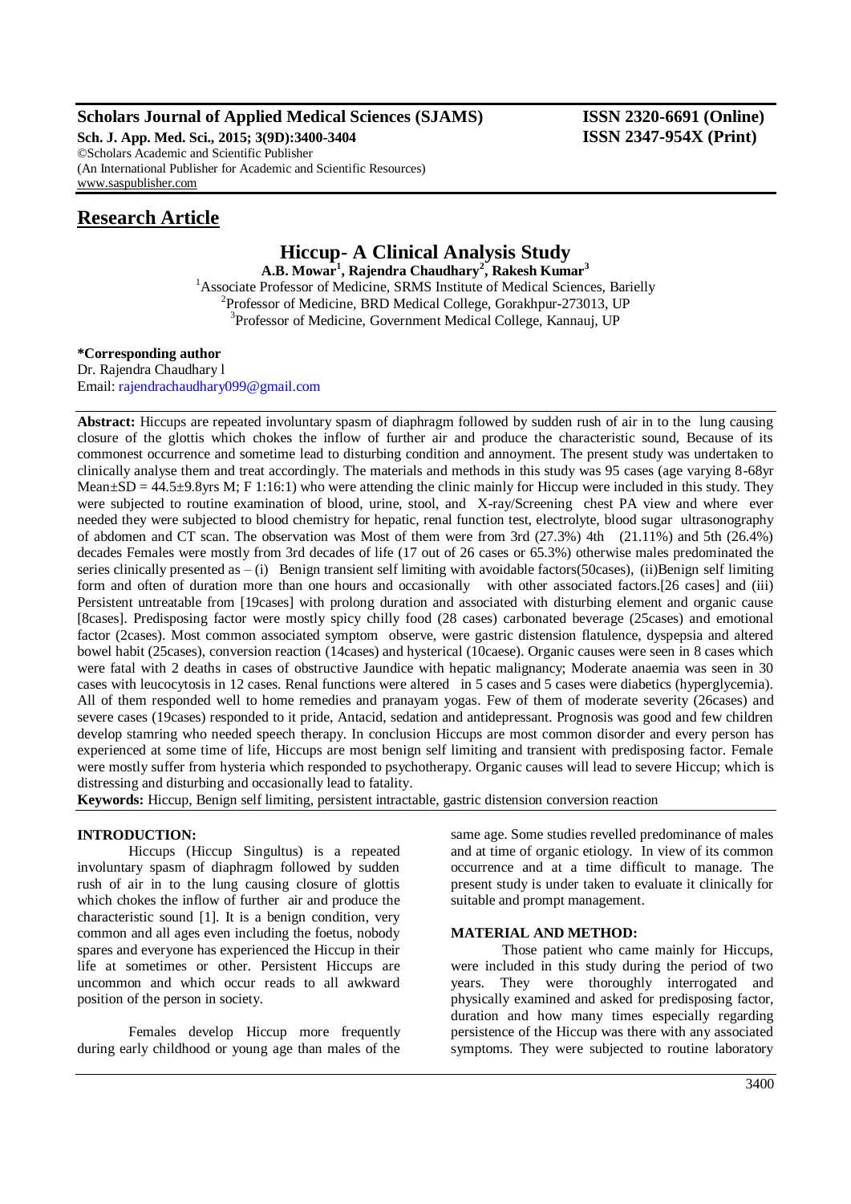**Scholars Journal of Applied Medical Sciences (SJAMS)**

**Sch. J. App. Med. Sci., 2015; 3(9D):3400-3404**

©Scholars Academic and Scientific Publisher

(An International Publisher for Academic and Scientific Resources)

www.saspublisher.com

**ISSN 2320-6691 (Online)**

**ISSN 2347-954X (Print)**

## Research Article

# Hiccup- A Clinical Analysis Study

**A.B. Mowar[1], Rajendra Chaudhary[2], Rakesh Kumar[3]**

[1]Associate Professor of Medicine, SRMS Institute of Medical Sciences, Barielly

[2]Professor of Medicine, BRD Medical College, Gorakhpur-273013, UP

[3]Professor of Medicine, Government Medical College, Kannauj, UP

**\*Corresponding author**

Dr. Rajendra Chaudhary l

Email: rajendrachaudhary099@gmail.com

**Abstract:** Hiccups are repeated involuntary spasm of diaphragm followed by sudden rush of air in to the lung causing closure of the glottis which chokes the inflow of further air and produce the characteristic sound, Because of its commonest occurrence and sometime lead to disturbing condition and annoyment. The present study was undertaken to clinically analyse them and treat accordingly. The materials and methods in this study was 95 cases (age varying 8-68yr Mean±SD = 44.5±9.8yrs M; F 1:16:1) who were attending the clinic mainly for Hiccup were included in this study. They were subjected to routine examination of blood, urine, stool, and X-ray/Screening chest PA view and where ever needed they were subjected to blood chemistry for hepatic, renal function test, electrolyte, blood sugar ultrasonography of abdomen and CT scan. The observation was Most of them were from 3rd (27.3%) 4th (21.11%) and 5th (26.4%) decades Females were mostly from 3rd decades of life (17 out of 26 cases or 65.3%) otherwise males predominated the series clinically presented as – (i) Benign transient self limiting with avoidable factors(50cases), (ii)Benign self limiting form and often of duration more than one hours and occasionally with other associated factors.[26 cases] and (iii) Persistent untreatable from [19cases] with prolong duration and associated with disturbing element and organic cause [8cases]. Predisposing factor were mostly spicy chilly food (28 cases) carbonated beverage (25cases) and emotional factor (2cases). Most common associated symptom observe, were gastric distension flatulence, dyspepsia and altered bowel habit (25cases), conversion reaction (14cases) and hysterical (10caese). Organic causes were seen in 8 cases which were fatal with 2 deaths in cases of obstructive Jaundice with hepatic malignancy; Moderate anaemia was seen in 30 cases with leucocytosis in 12 cases. Renal functions were altered in 5 cases and 5 cases were diabetics (hyperglycemia). All of them responded well to home remedies and pranayam yogas. Few of them of moderate severity (26cases) and severe cases (19cases) responded to it pride, Antacid, sedation and antidepressant. Prognosis was good and few children develop stamring who needed speech therapy. In conclusion Hiccups are most common disorder and every person has experienced at some time of life, Hiccups are most benign self limiting and transient with predisposing factor. Female were mostly suffer from hysteria which responded to psychotherapy. Organic causes will lead to severe Hiccup; which is distressing and disturbing and occasionally lead to fatality.

**Keywords:** Hiccup, Benign self limiting, persistent intractable, gastric distension conversion reaction

## INTRODUCTION:

Hiccups (Hiccup Singultus) is a repeated involuntary spasm of diaphragm followed by sudden rush of air in to the lung causing closure of glottis which chokes the inflow of further air and produce the characteristic sound [1]. It is a benign condition, very common and all ages even including the foetus, nobody spares and everyone has experienced the Hiccup in their life at sometimes or other. Persistent Hiccups are uncommon and which occur reads to all awkward position of the person in society.

Females develop Hiccup more frequently during early childhood or young age than males of the same age. Some studies revelled predominance of males and at time of organic etiology. In view of its common occurrence and at a time difficult to manage. The present study is under taken to evaluate it clinically for suitable and prompt management.

## MATERIAL AND METHOD:

Those patient who came mainly for Hiccups, were included in this study during the period of two years. They were thoroughly interrogated and physically examined and asked for predisposing factor, duration and how many times especially regarding persistence of the Hiccup was there with any associated symptoms. They were subjected to routine laboratory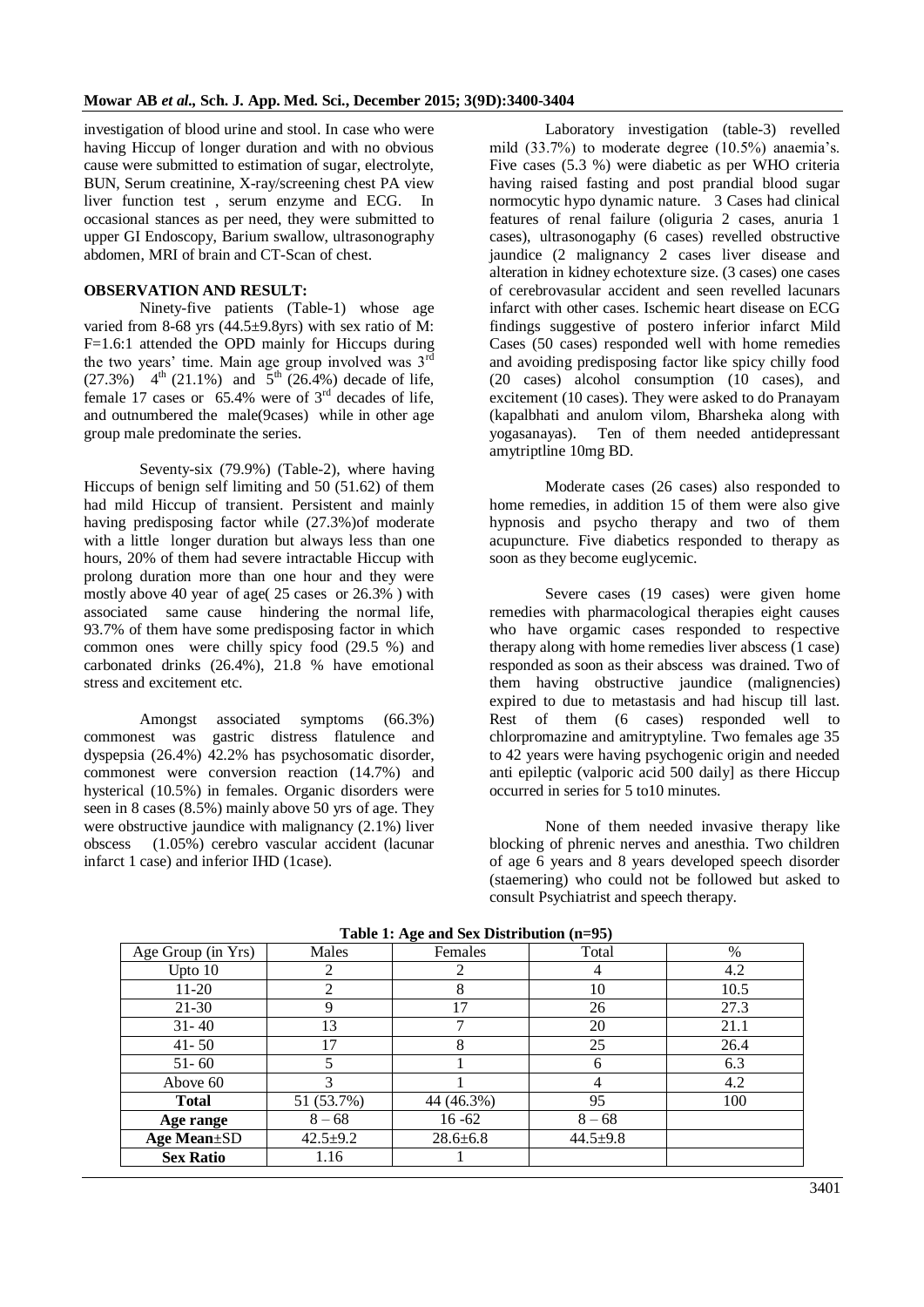investigation of blood urine and stool. In case who were having Hiccup of longer duration and with no obvious cause were submitted to estimation of sugar, electrolyte, BUN, Serum creatinine, X-ray/screening chest PA view liver function test , serum enzyme and ECG. In occasional stances as per need, they were submitted to upper GI Endoscopy, Barium swallow, ultrasonography abdomen, MRI of brain and CT-Scan of chest.

**OBSERVATION AND RESULT:**

Ninety-five patients (Table-1) whose age varied from 8-68 yrs (44.5±9.8yrs) with sex ratio of M: F=1.6:1 attended the OPD mainly for Hiccups during the two years' time. Main age group involved was 3rd (27.3%) 4th (21.1%) and 5th (26.4%) decade of life, female 17 cases or 65.4% were of 3rd decades of life, and outnumbered the male(9cases) while in other age group male predominate the series.

Seventy-six (79.9%) (Table-2), where having Hiccups of benign self limiting and 50 (51.62) of them had mild Hiccup of transient. Persistent and mainly having predisposing factor while (27.3%)of moderate with a little longer duration but always less than one hours, 20% of them had severe intractable Hiccup with prolong duration more than one hour and they were mostly above 40 year of age( 25 cases or 26.3% ) with associated same cause hindering the normal life, 93.7% of them have some predisposing factor in which common ones were chilly spicy food (29.5 %) and carbonated drinks (26.4%), 21.8 % have emotional stress and excitement etc.

Amongst associated symptoms (66.3%) commonest was gastric distress flatulence and dyspepsia (26.4%) 42.2% has psychosomatic disorder, commonest were conversion reaction (14.7%) and hysterical (10.5%) in females. Organic disorders were seen in 8 cases (8.5%) mainly above 50 yrs of age. They were obstructive jaundice with malignancy (2.1%) liver obscess (1.05%) cerebro vascular accident (lacunar infarct 1 case) and inferior IHD (1case).

Laboratory investigation (table-3) revelled mild (33.7%) to moderate degree (10.5%) anaemia's. Five cases (5.3 %) were diabetic as per WHO criteria having raised fasting and post prandial blood sugar normocytic hypo dynamic nature. 3 Cases had clinical features of renal failure (oliguria 2 cases, anuria 1 cases), ultrasonogaphy (6 cases) revelled obstructive jaundice (2 malignancy 2 cases liver disease and alteration in kidney echotexture size. (3 cases) one cases of cerebrovasular accident and seen revelled lacunars infarct with other cases. Ischemic heart disease on ECG findings suggestive of postero inferior infarct Mild Cases (50 cases) responded well with home remedies and avoiding predisposing factor like spicy chilly food (20 cases) alcohol consumption (10 cases), and excitement (10 cases). They were asked to do Pranayam (kapalbhati and anulom vilom, Bharsheka along with yogasanayas). Ten of them needed antidepressant amytriptline 10mg BD.

Moderate cases (26 cases) also responded to home remedies, in addition 15 of them were also give hypnosis and psycho therapy and two of them acupuncture. Five diabetics responded to therapy as soon as they become euglycemic.

Severe cases (19 cases) were given home remedies with pharmacological therapies eight causes who have orgamic cases responded to respective therapy along with home remedies liver abscess (1 case) responded as soon as their abscess was drained. Two of them having obstructive jaundice (malignencies) expired to due to metastasis and had hiscup till last. Rest of them (6 cases) responded well to chlorpromazine and amitryptyline. Two females age 35 to 42 years were having psychogenic origin and needed anti epileptic (valporic acid 500 daily] as there Hiccup occurred in series for 5 to10 minutes.

None of them needed invasive therapy like blocking of phrenic nerves and anesthia. Two children of age 6 years and 8 years developed speech disorder (staemering) who could not be followed but asked to consult Psychiatrist and speech therapy.

**Table 1: Age and Sex Distribution (n=95)**

| Age Group (in Yrs) | Males | Females | Total | % |
|---|---|---|---|---|
| Upto 10 | 2 | 2 | 4 | 4.2 |
| 11-20 | 2 | 8 | 10 | 10.5 |
| 21-30 | 9 | 17 | 26 | 27.3 |
| 31- 40 | 13 | 7 | 20 | 21.1 |
| 41- 50 | 17 | 8 | 25 | 26.4 |
| 51- 60 | 5 | 1 | 6 | 6.3 |
| Above 60 | 3 | 1 | 4 | 4.2 |
| **Total** | 51 (53.7%) | 44 (46.3%) | 95 | 100 |
| **Age range** | 8 – 68 | 16 -62 | 8 – 68 | |
| **Age Mean±SD** | 42.5±9.2 | 28.6±6.8 | 44.5±9.8 | |
| **Sex Ratio** | 1.16 | 1 | | |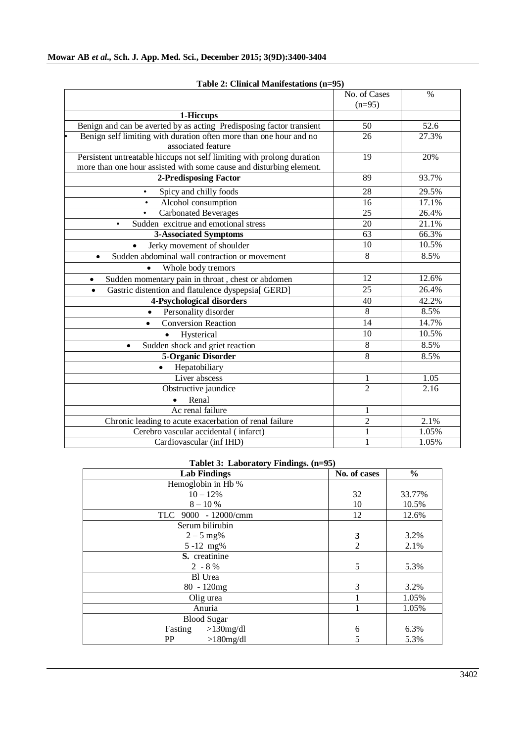**Table 2: Clinical Manifestations (n=95)**

| | No. of Cases (n=95) | % |
|---|---|---|
| **1-Hiccups** | | |
| Benign and can be averted by as acting Predisposing factor transient | 50 | 52.6 |
| Benign self limiting with duration often more than one hour and no associated feature | 26 | 27.3% |
| Persistent untreatable hiccups not self limiting with prolong duration more than one hour assisted with some cause and disturbing element. | 19 | 20% |
| **2-Predisposing Factor** | 89 | 93.7% |
| • Spicy and chilly foods | 28 | 29.5% |
| • Alcohol consumption | 16 | 17.1% |
| • Carbonated Beverages | 25 | 26.4% |
| • Sudden excitrue and emotional stress | 20 | 21.1% |
| **3-Associated Symptoms** | 63 | 66.3% |
| • Jerky movement of shoulder | 10 | 10.5% |
| • Sudden abdominal wall contraction or movement | 8 | 8.5% |
| • Whole body tremors | | |
| • Sudden momentary pain in throat , chest or abdomen | 12 | 12.6% |
| • Gastric distention and flatulence dyspepsia[ GERD] | 25 | 26.4% |
| **4-Psychological disorders** | 40 | 42.2% |
| • Personality disorder | 8 | 8.5% |
| • Conversion Reaction | 14 | 14.7% |
| • Hysterical | 10 | 10.5% |
| • Sudden shock and griet reaction | 8 | 8.5% |
| **5-Organic Disorder** | 8 | 8.5% |
| • Hepatobiliary | | |
| Liver abscess | 1 | 1.05 |
| Obstructive jaundice | 2 | 2.16 |
| • Renal | | |
| Ac renal failure | 1 | |
| Chronic leading to acute exacerbation of renal failure | 2 | 2.1% |
| Cerebro vascular accidental ( infarct) | 1 | 1.05% |
| Cardiovascular (inf IHD) | 1 | 1.05% |

**Tablet 3: Laboratory Findings. (n=95)**

| Lab Findings | No. of cases | % |
|---|---|---|
| Hemoglobin in Hb % | | |
| 10 – 12% | 32 | 33.77% |
| 8 – 10 % | 10 | 10.5% |
| TLC 9000 - 12000/cmm | 12 | 12.6% |
| Serum bilirubin | | |
| 2 – 5 mg% | **3** | 3.2% |
| 5 -12 mg% | 2 | 2.1% |
| **S.** creatinine | | |
| 2 - 8 % | 5 | 5.3% |
| Bl Urea | | |
| 80 - 120mg | 3 | 3.2% |
| Olig urea | 1 | 1.05% |
| Anuria | 1 | 1.05% |
| Blood Sugar | | |
| Fasting >130mg/dl | 6 | 6.3% |
| PP >180mg/dl | 5 | 5.3% |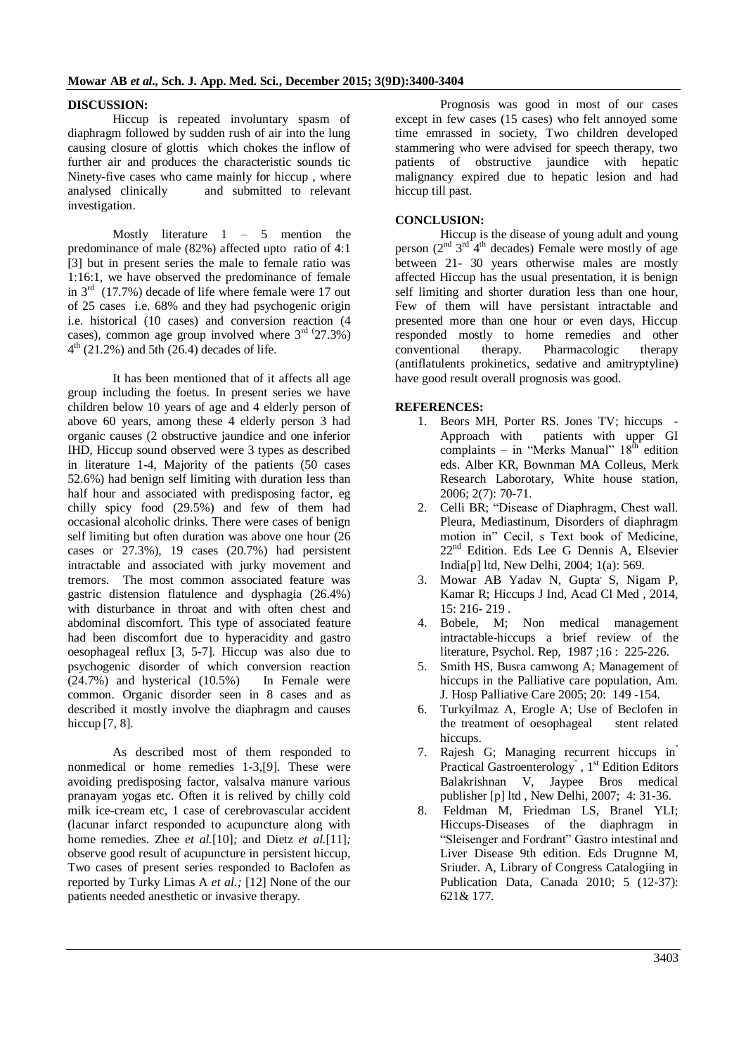## DISCUSSION:

Hiccup is repeated involuntary spasm of diaphragm followed by sudden rush of air into the lung causing closure of glottis which chokes the inflow of further air and produces the characteristic sounds tic Ninety-five cases who came mainly for hiccup , where analysed clinically and submitted to relevant investigation.

Mostly literature 1 – 5 mention the predominance of male (82%) affected upto ratio of 4:1 [3] but in present series the male to female ratio was 1:16:1, we have observed the predominance of female in 3rd (17.7%) decade of life where female were 17 out of 25 cases i.e. 68% and they had psychogenic origin i.e. historical (10 cases) and conversion reaction (4 cases), common age group involved where 3rd (27.3%) 4th (21.2%) and 5th (26.4) decades of life.

It has been mentioned that of it affects all age group including the foetus. In present series we have children below 10 years of age and 4 elderly person of above 60 years, among these 4 elderly person 3 had organic causes (2 obstructive jaundice and one inferior IHD, Hiccup sound observed were 3 types as described in literature 1-4, Majority of the patients (50 cases 52.6%) had benign self limiting with duration less than half hour and associated with predisposing factor, eg chilly spicy food (29.5%) and few of them had occasional alcoholic drinks. There were cases of benign self limiting but often duration was above one hour (26 cases or 27.3%), 19 cases (20.7%) had persistent intractable and associated with jurky movement and tremors. The most common associated feature was gastric distension flatulence and dysphagia (26.4%) with disturbance in throat and with often chest and abdominal discomfort. This type of associated feature had been discomfort due to hyperacidity and gastro oesophageal reflux [3, 5-7]. Hiccup was also due to psychogenic disorder of which conversion reaction (24.7%) and hysterical (10.5%) In Female were common. Organic disorder seen in 8 cases and as described it mostly involve the diaphragm and causes hiccup [7, 8].

As described most of them responded to nonmedical or home remedies 1-3,[9]. These were avoiding predisposing factor, valsalva manure various pranayam yogas etc. Often it is relived by chilly cold milk ice-cream etc, 1 case of cerebrovascular accident (lacunar infarct responded to acupuncture along with home remedies. Zhee *et al.*[10]; and Dietz *et al.*[11]; observe good result of acupuncture in persistent hiccup, Two cases of present series responded to Baclofen as reported by Turky Limas A *et al.;* [12] None of the our patients needed anesthetic or invasive therapy.

Prognosis was good in most of our cases except in few cases (15 cases) who felt annoyed some time emrassed in society, Two children developed stammering who were advised for speech therapy, two patients of obstructive jaundice with hepatic malignancy expired due to hepatic lesion and had hiccup till past.

## CONCLUSION:

Hiccup is the disease of young adult and young person (2nd 3rd 4th decades) Female were mostly of age between 21- 30 years otherwise males are mostly affected Hiccup has the usual presentation, it is benign self limiting and shorter duration less than one hour, Few of them will have persistant intractable and presented more than one hour or even days, Hiccup responded mostly to home remedies and other conventional therapy. Pharmacologic therapy (antiflatulents prokinetics, sedative and amitryptyline) have good result overall prognosis was good.

## REFERENCES:

1. Beors MH, Porter RS. Jones TV; hiccups - Approach with patients with upper GI complaints – in "Merks Manual" 18th edition eds. Alber KR, Bownman MA Colleus, Merk Research Laborotary, White house station, 2006; 2(7): 70-71.
2. Celli BR; "Disease of Diaphragm, Chest wall. Pleura, Mediastinum, Disorders of diaphragm motion in" Cecil, s Text book of Medicine, 22nd Edition. Eds Lee G Dennis A, Elsevier India[p] ltd, New Delhi, 2004; 1(a): 569.
3. Mowar AB Yadav N, Gupta, S, Nigam P, Kamar R; Hiccups J Ind, Acad Cl Med , 2014, 15: 216- 219 .
4. Bobele, M; Non medical management intractable-hiccups a brief review of the literature, Psychol. Rep, 1987 ;16 : 225-226.
5. Smith HS, Busra camwong A; Management of hiccups in the Palliative care population, Am. J. Hosp Palliative Care 2005; 20: 149 -154.
6. Turkyilmaz A, Erogle A; Use of Beclofen in the treatment of oesophageal stent related hiccups.
7. Rajesh G; Managing recurrent hiccups in" Practical Gastroenterology" , 1st Edition Editors Balakrishnan V, Jaypee Bros medical publisher [p] ltd , New Delhi, 2007; 4: 31-36.
8. Feldman M, Friedman LS, Branel YLI; Hiccups-Diseases of the diaphragm in "Sleisenger and Fordrant" Gastro intestinal and Liver Disease 9th edition. Eds Drugnne M, Sriuder. A, Library of Congress Catalogiing in Publication Data, Canada 2010; 5 (12-37): 621& 177.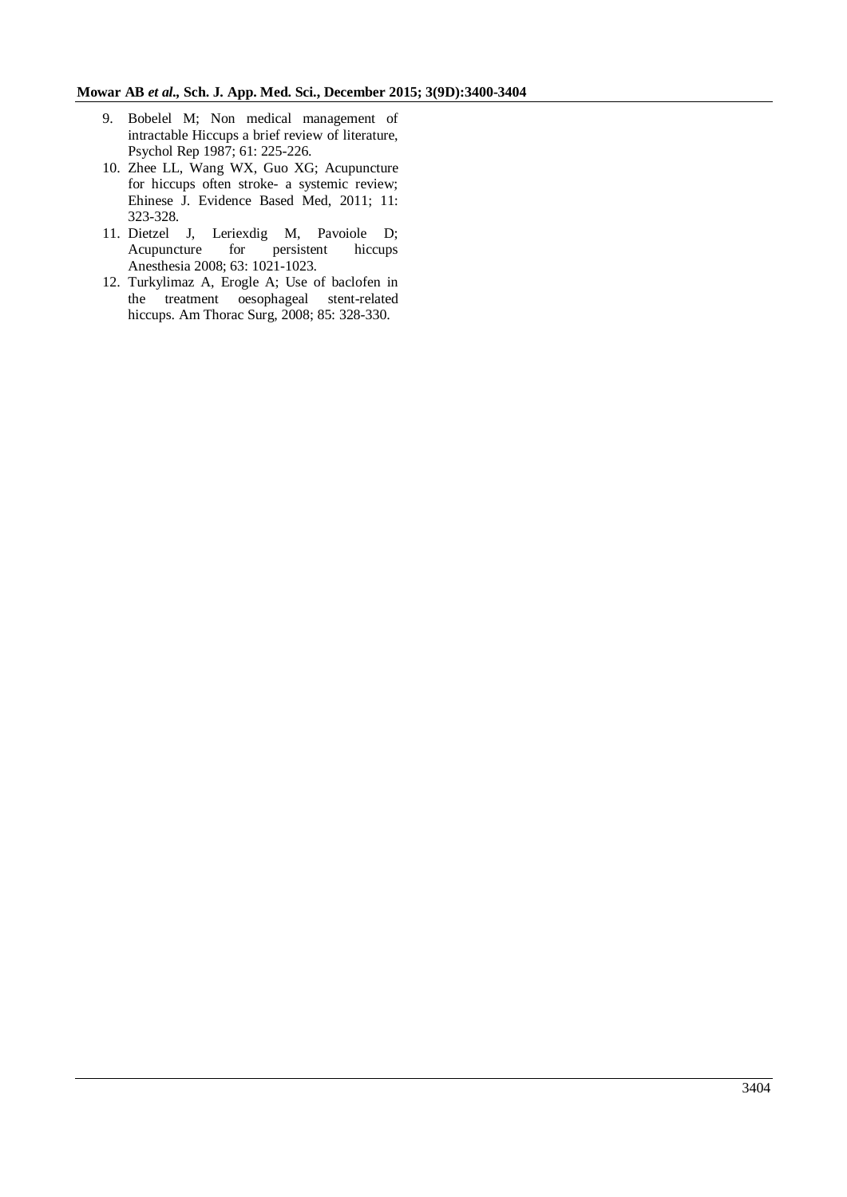9. Bobelel M; Non medical management of intractable Hiccups a brief review of literature, Psychol Rep 1987; 61: 225-226.
10. Zhee LL, Wang WX, Guo XG; Acupuncture for hiccups often stroke- a systemic review; Ehinese J. Evidence Based Med, 2011; 11: 323-328.
11. Dietzel J, Leriexdig M, Pavoiole D; Acupuncture for persistent hiccups Anesthesia 2008; 63: 1021-1023.
12. Turkylimaz A, Erogle A; Use of baclofen in the treatment oesophageal stent-related hiccups. Am Thorac Surg, 2008; 85: 328-330.